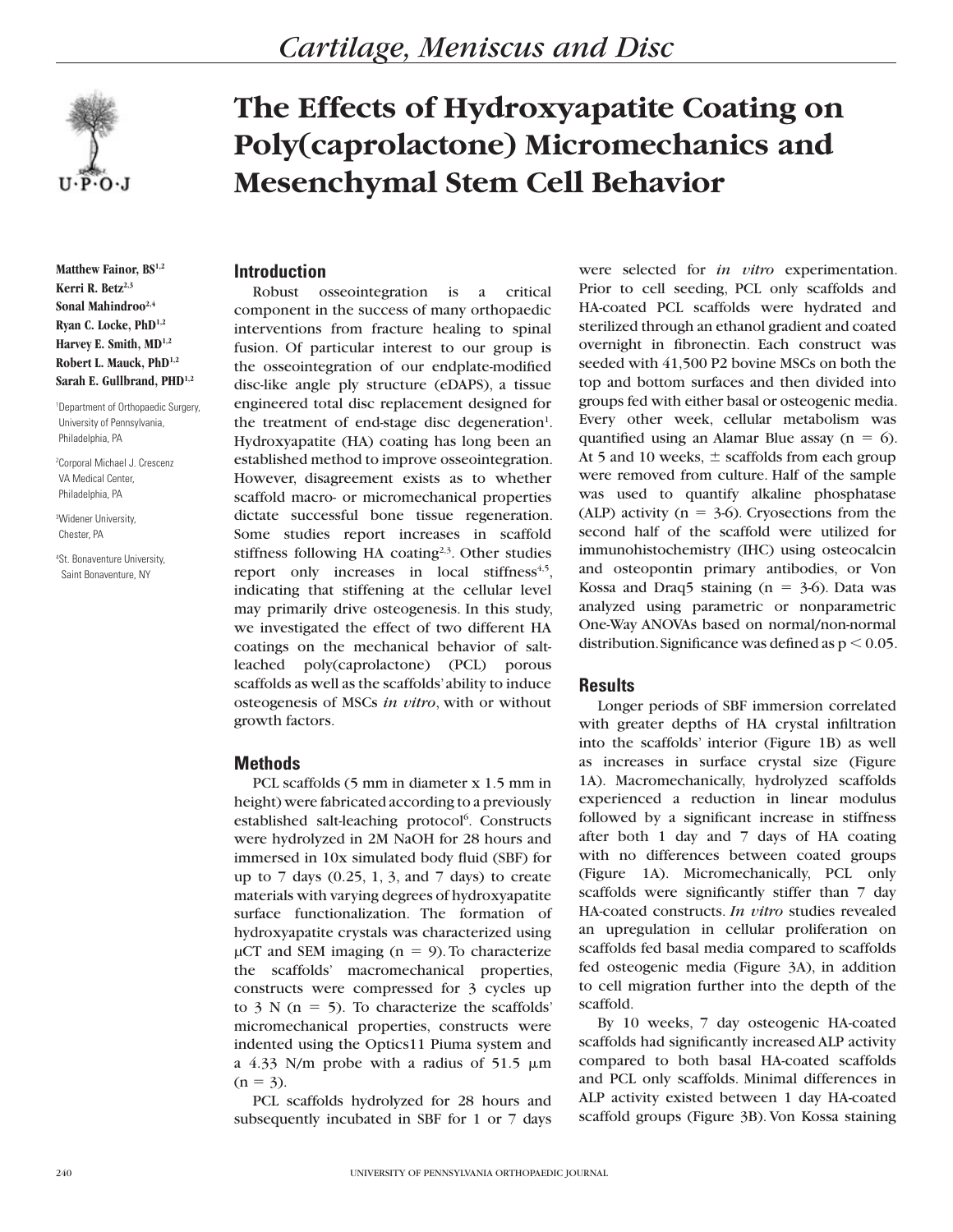# The Effects of Hydroxyapatite Coating on Poly(caprolactone) Micromechanics and Mesenchymal Stem Cell Behavior

**Matthew Fainor, BS[1,2]**
**Kerri R. Betz[2,3]**
**Sonal Mahindroo[2,4]**
**Ryan C. Locke, PhD[1,2]**
**Harvey E. Smith, MD[1,2]**
**Robert L. Mauck, PhD[1,2]**
**Sarah E. Gullbrand, PHD[1,2]**

[1]Department of Orthopaedic Surgery, University of Pennsylvania, Philadelphia, PA

[2]Corporal Michael J. Crescenz VA Medical Center, Philadelphia, PA

[3]Widener University, Chester, PA

[4]St. Bonaventure University, Saint Bonaventure, NY

## Introduction

Robust osseointegration is a critical component in the success of many orthopaedic interventions from fracture healing to spinal fusion. Of particular interest to our group is the osseointegration of our endplate-modified disc-like angle ply structure (eDAPS), a tissue engineered total disc replacement designed for the treatment of end-stage disc degeneration[1]. Hydroxyapatite (HA) coating has long been an established method to improve osseointegration. However, disagreement exists as to whether scaffold macro- or micromechanical properties dictate successful bone tissue regeneration. Some studies report increases in scaffold stiffness following HA coating[2,3]. Other studies report only increases in local stiffness[4,5], indicating that stiffening at the cellular level may primarily drive osteogenesis. In this study, we investigated the effect of two different HA coatings on the mechanical behavior of salt-leached poly(caprolactone) (PCL) porous scaffolds as well as the scaffolds' ability to induce osteogenesis of MSCs *in vitro*, with or without growth factors.

## Methods

PCL scaffolds (5 mm in diameter x 1.5 mm in height) were fabricated according to a previously established salt-leaching protocol[6]. Constructs were hydrolyzed in 2M NaOH for 28 hours and immersed in 10x simulated body fluid (SBF) for up to 7 days (0.25, 1, 3, and 7 days) to create materials with varying degrees of hydroxyapatite surface functionalization. The formation of hydroxyapatite crystals was characterized using μCT and SEM imaging ($n = 9$). To characterize the scaffolds' macromechanical properties, constructs were compressed for 3 cycles up to 3 N ($n = 5$). To characterize the scaffolds' micromechanical properties, constructs were indented using the Optics11 Piuma system and a 4.33 N/m probe with a radius of 51.5 μm ($n = 3$).

PCL scaffolds hydrolyzed for 28 hours and subsequently incubated in SBF for 1 or 7 days were selected for *in vitro* experimentation. Prior to cell seeding, PCL only scaffolds and HA-coated PCL scaffolds were hydrated and sterilized through an ethanol gradient and coated overnight in fibronectin. Each construct was seeded with 41,500 P2 bovine MSCs on both the top and bottom surfaces and then divided into groups fed with either basal or osteogenic media. Every other week, cellular metabolism was quantified using an Alamar Blue assay ($n = 6$). At 5 and 10 weeks, ± scaffolds from each group were removed from culture. Half of the sample was used to quantify alkaline phosphatase (ALP) activity ($n = 3$-$6$). Cryosections from the second half of the scaffold were utilized for immunohistochemistry (IHC) using osteocalcin and osteopontin primary antibodies, or Von Kossa and Draq5 staining ($n = 3$-$6$). Data was analyzed using parametric or nonparametric One-Way ANOVAs based on normal/non-normal distribution. Significance was defined as $p < 0.05$.

## Results

Longer periods of SBF immersion correlated with greater depths of HA crystal infiltration into the scaffolds' interior (Figure 1B) as well as increases in surface crystal size (Figure 1A). Macromechanically, hydrolyzed scaffolds experienced a reduction in linear modulus followed by a significant increase in stiffness after both 1 day and 7 days of HA coating with no differences between coated groups (Figure 1A). Micromechanically, PCL only scaffolds were significantly stiffer than 7 day HA-coated constructs. *In vitro* studies revealed an upregulation in cellular proliferation on scaffolds fed basal media compared to scaffolds fed osteogenic media (Figure 3A), in addition to cell migration further into the depth of the scaffold.

By 10 weeks, 7 day osteogenic HA-coated scaffolds had significantly increased ALP activity compared to both basal HA-coated scaffolds and PCL only scaffolds. Minimal differences in ALP activity existed between 1 day HA-coated scaffold groups (Figure 3B). Von Kossa staining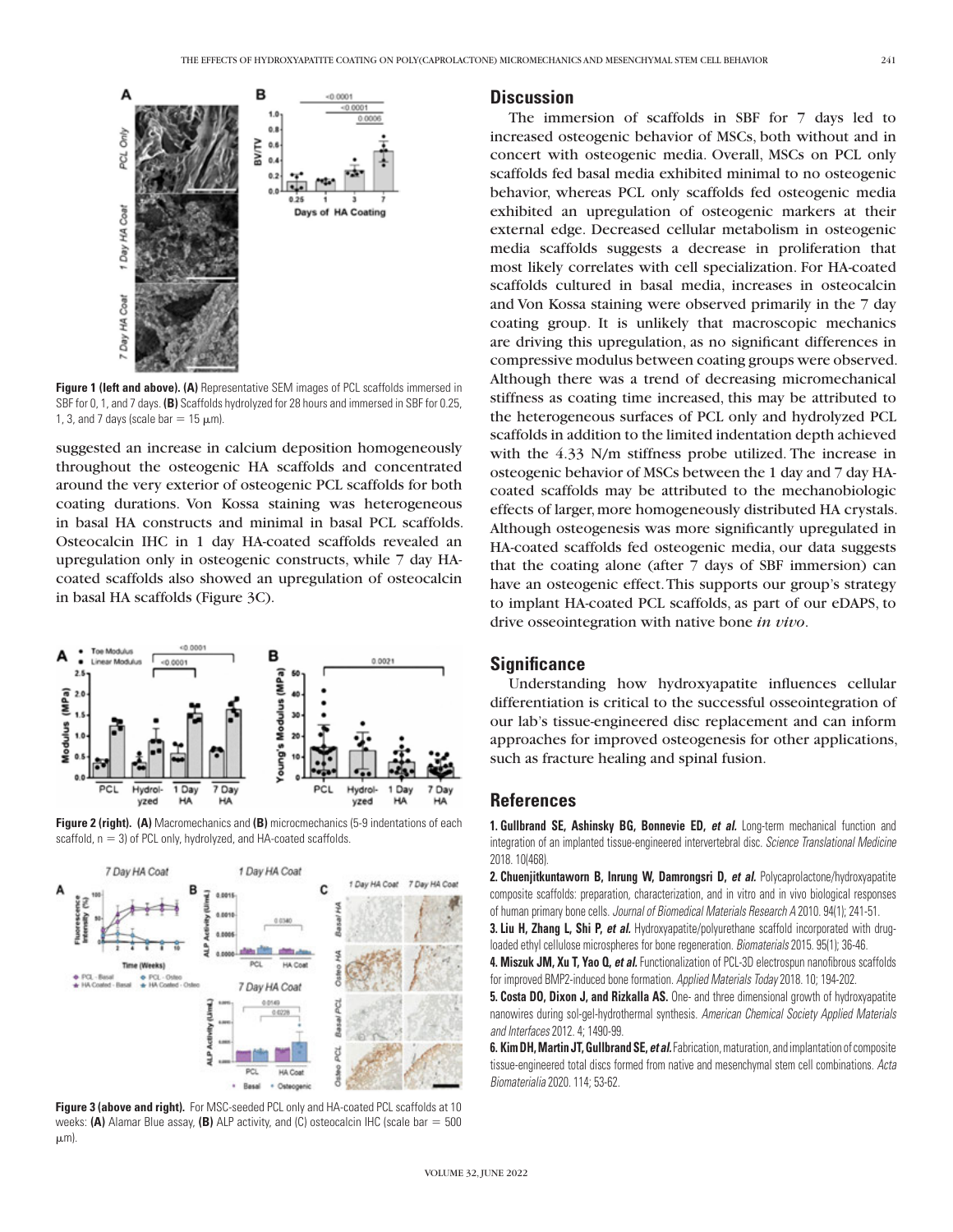Figure 1 (left and above). (A) Representative SEM images of PCL scaffolds immersed in SBF for 0, 1, and 7 days. (B) Scaffolds hydrolyzed for 28 hours and immersed in SBF for 0.25, 1, 3, and 7 days (scale bar = 15 μm).

suggested an increase in calcium deposition homogeneously throughout the osteogenic HA scaffolds and concentrated around the very exterior of osteogenic PCL scaffolds for both coating durations. Von Kossa staining was heterogeneous in basal HA constructs and minimal in basal PCL scaffolds. Osteocalcin IHC in 1 day HA-coated scaffolds revealed an upregulation only in osteogenic constructs, while 7 day HA-coated scaffolds also showed an upregulation of osteocalcin in basal HA scaffolds (Figure 3C).

Figure 2 (right). (A) Macromechanics and (B) microcmechanics (5-9 indentations of each scaffold, n = 3) of PCL only, hydrolyzed, and HA-coated scaffolds.

Figure 3 (above and right). For MSC-seeded PCL only and HA-coated PCL scaffolds at 10 weeks: (A) Alamar Blue assay, (B) ALP activity, and (C) osteocalcin IHC (scale bar = 500 μm).

## Discussion

The immersion of scaffolds in SBF for 7 days led to increased osteogenic behavior of MSCs, both without and in concert with osteogenic media. Overall, MSCs on PCL only scaffolds fed basal media exhibited minimal to no osteogenic behavior, whereas PCL only scaffolds fed osteogenic media exhibited an upregulation of osteogenic markers at their external edge. Decreased cellular metabolism in osteogenic media scaffolds suggests a decrease in proliferation that most likely correlates with cell specialization. For HA-coated scaffolds cultured in basal media, increases in osteocalcin and Von Kossa staining were observed primarily in the 7 day coating group. It is unlikely that macroscopic mechanics are driving this upregulation, as no significant differences in compressive modulus between coating groups were observed. Although there was a trend of decreasing micromechanical stiffness as coating time increased, this may be attributed to the heterogeneous surfaces of PCL only and hydrolyzed PCL scaffolds in addition to the limited indentation depth achieved with the 4.33 N/m stiffness probe utilized. The increase in osteogenic behavior of MSCs between the 1 day and 7 day HA-coated scaffolds may be attributed to the mechanobiologic effects of larger, more homogeneously distributed HA crystals. Although osteogenesis was more significantly upregulated in HA-coated scaffolds fed osteogenic media, our data suggests that the coating alone (after 7 days of SBF immersion) can have an osteogenic effect. This supports our group's strategy to implant HA-coated PCL scaffolds, as part of our eDAPS, to drive osseointegration with native bone *in vivo*.

## Significance

Understanding how hydroxyapatite influences cellular differentiation is critical to the successful osseointegration of our lab's tissue-engineered disc replacement and can inform approaches for improved osteogenesis for other applications, such as fracture healing and spinal fusion.

## References

**1. Gullbrand SE, Ashinsky BG, Bonnevie ED, *et al.*** Long-term mechanical function and integration of an implanted tissue-engineered intervertebral disc. *Science Translational Medicine* 2018. 10(468).

**2. Chuenjitkuntaworn B, Inrung W, Damrongsri D, *et al.*** Polycaprolactone/hydroxyapatite composite scaffolds: preparation, characterization, and in vitro and in vivo biological responses of human primary bone cells. *Journal of Biomedical Materials Research A* 2010. 94(1); 241-51.

**3. Liu H, Zhang L, Shi P, *et al.*** Hydroxyapatite/polyurethane scaffold incorporated with drug-loaded ethyl cellulose microspheres for bone regeneration. *Biomaterials* 2015. 95(1); 36-46.

**4. Miszuk JM, Xu T, Yao Q, *et al.*** Functionalization of PCL-3D electrospun nanofibrous scaffolds for improved BMP2-induced bone formation. *Applied Materials Today* 2018. 10; 194-202.

**5. Costa DO, Dixon J, and Rizkalla AS.** One- and three dimensional growth of hydroxyapatite nanowires during sol-gel-hydrothermal synthesis. *American Chemical Society Applied Materials and Interfaces* 2012. 4; 1490-99.

**6. Kim DH, Martin JT, Gullbrand SE, *et al.*** Fabrication, maturation, and implantation of composite tissue-engineered total discs formed from native and mesenchymal stem cell combinations. *Acta Biomaterialia* 2020. 114; 53-62.